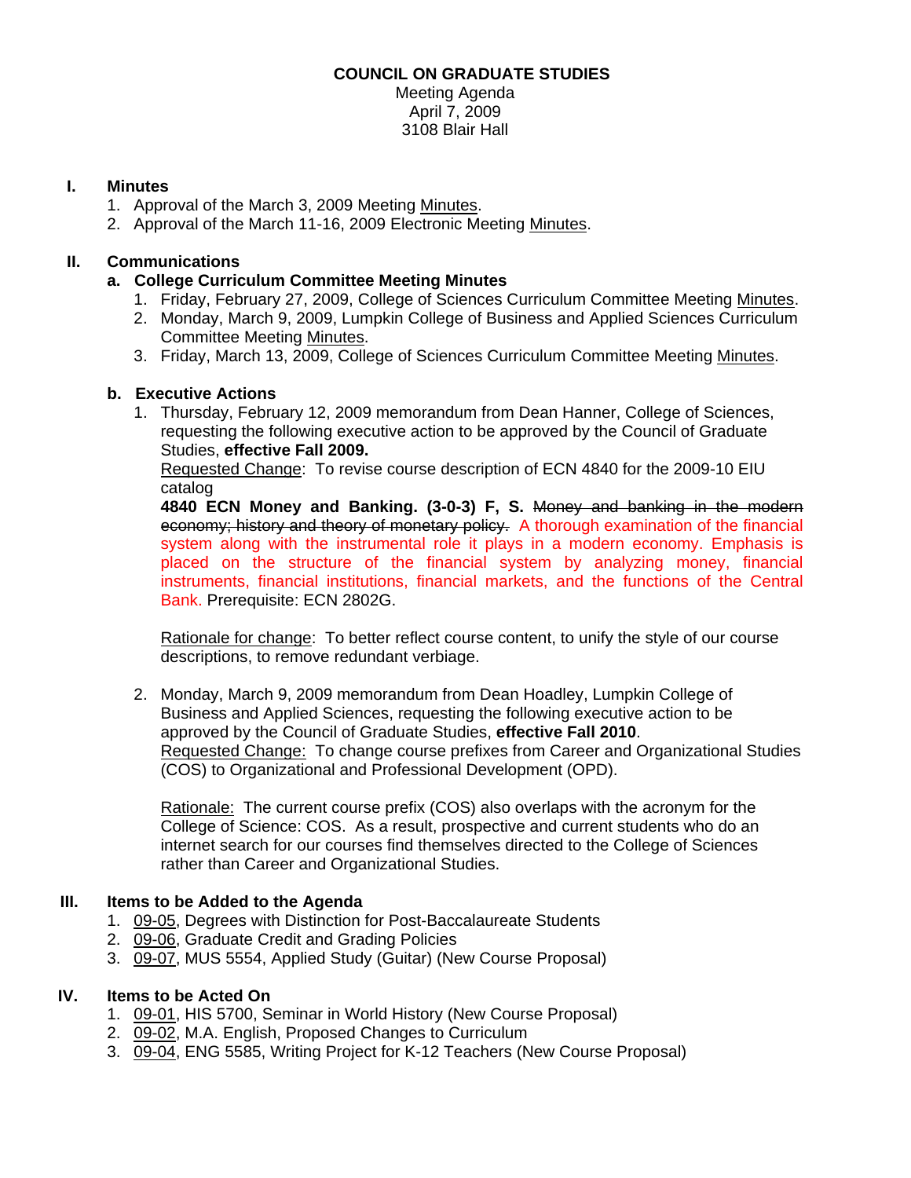**COUNCIL ON GRADUATE STUDIES**

Meeting Agenda
April 7, 2009
3108 Blair Hall

## I. Minutes

1. Approval of the March 3, 2009 Meeting Minutes.
2. Approval of the March 11-16, 2009 Electronic Meeting Minutes.

## II. Communications

### a. College Curriculum Committee Meeting Minutes

1. Friday, February 27, 2009, College of Sciences Curriculum Committee Meeting Minutes.
2. Monday, March 9, 2009, Lumpkin College of Business and Applied Sciences Curriculum Committee Meeting Minutes.
3. Friday, March 13, 2009, College of Sciences Curriculum Committee Meeting Minutes.

### b. Executive Actions

1. Thursday, February 12, 2009 memorandum from Dean Hanner, College of Sciences, requesting the following executive action to be approved by the Council of Graduate Studies, **effective Fall 2009.**

   Requested Change: To revise course description of ECN 4840 for the 2009-10 EIU catalog

   **4840 ECN Money and Banking. (3-0-3) F, S.** ~~Money and banking in the modern economy; history and theory of monetary policy.~~ A thorough examination of the financial system along with the instrumental role it plays in a modern economy. Emphasis is placed on the structure of the financial system by analyzing money, financial instruments, financial institutions, financial markets, and the functions of the Central Bank. Prerequisite: ECN 2802G.

   Rationale for change: To better reflect course content, to unify the style of our course descriptions, to remove redundant verbiage.

2. Monday, March 9, 2009 memorandum from Dean Hoadley, Lumpkin College of Business and Applied Sciences, requesting the following executive action to be approved by the Council of Graduate Studies, **effective Fall 2010**.

   Requested Change: To change course prefixes from Career and Organizational Studies (COS) to Organizational and Professional Development (OPD).

   Rationale: The current course prefix (COS) also overlaps with the acronym for the College of Science: COS. As a result, prospective and current students who do an internet search for our courses find themselves directed to the College of Sciences rather than Career and Organizational Studies.

## III. Items to be Added to the Agenda

1. 09-05, Degrees with Distinction for Post-Baccalaureate Students
2. 09-06, Graduate Credit and Grading Policies
3. 09-07, MUS 5554, Applied Study (Guitar) (New Course Proposal)

## IV. Items to be Acted On

1. 09-01, HIS 5700, Seminar in World History (New Course Proposal)
2. 09-02, M.A. English, Proposed Changes to Curriculum
3. 09-04, ENG 5585, Writing Project for K-12 Teachers (New Course Proposal)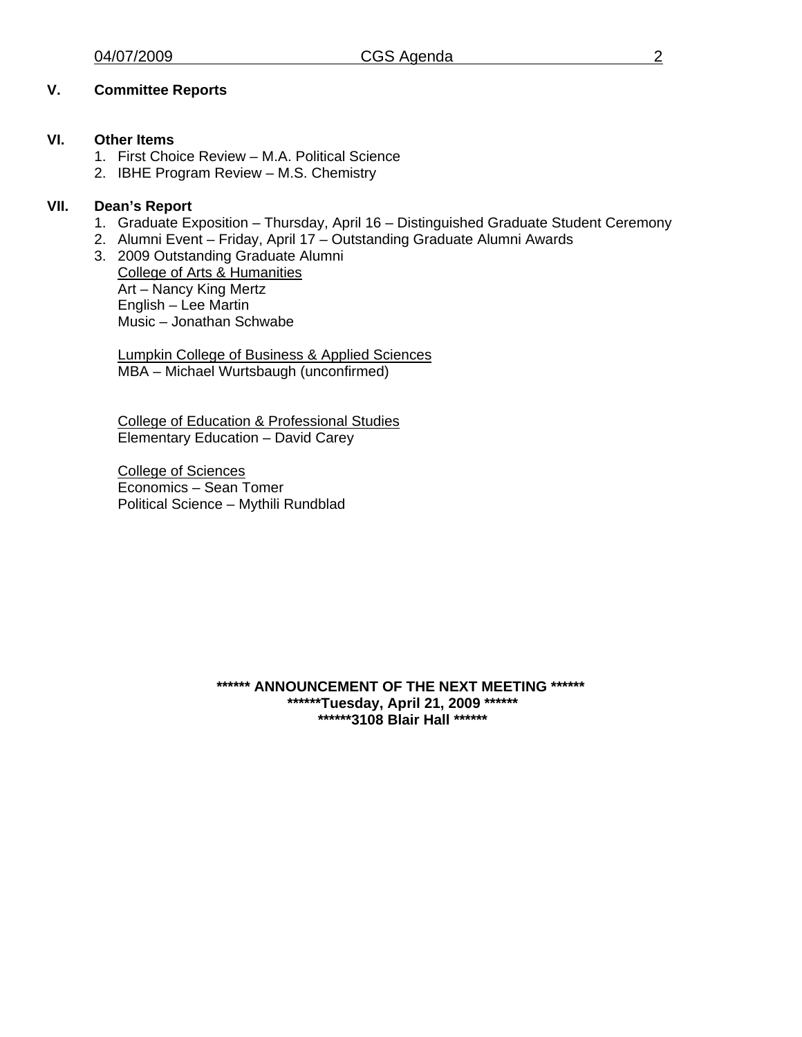## V. Committee Reports

## VI. Other Items

1. First Choice Review – M.A. Political Science
2. IBHE Program Review – M.S. Chemistry

## VII. Dean's Report

1. Graduate Exposition – Thursday, April 16 – Distinguished Graduate Student Ceremony
2. Alumni Event – Friday, April 17 – Outstanding Graduate Alumni Awards
3. 2009 Outstanding Graduate Alumni

   College of Arts & Humanities
   Art – Nancy King Mertz
   English – Lee Martin
   Music – Jonathan Schwabe

   Lumpkin College of Business & Applied Sciences
   MBA – Michael Wurtsbaugh (unconfirmed)

   College of Education & Professional Studies
   Elementary Education – David Carey

   College of Sciences
   Economics – Sean Tomer
   Political Science – Mythili Rundblad

**\*\*\*\*\*\* ANNOUNCEMENT OF THE NEXT MEETING \*\*\*\*\*\***
**\*\*\*\*\*\*Tuesday, April 21, 2009 \*\*\*\*\*\***
**\*\*\*\*\*\*3108 Blair Hall \*\*\*\*\*\***